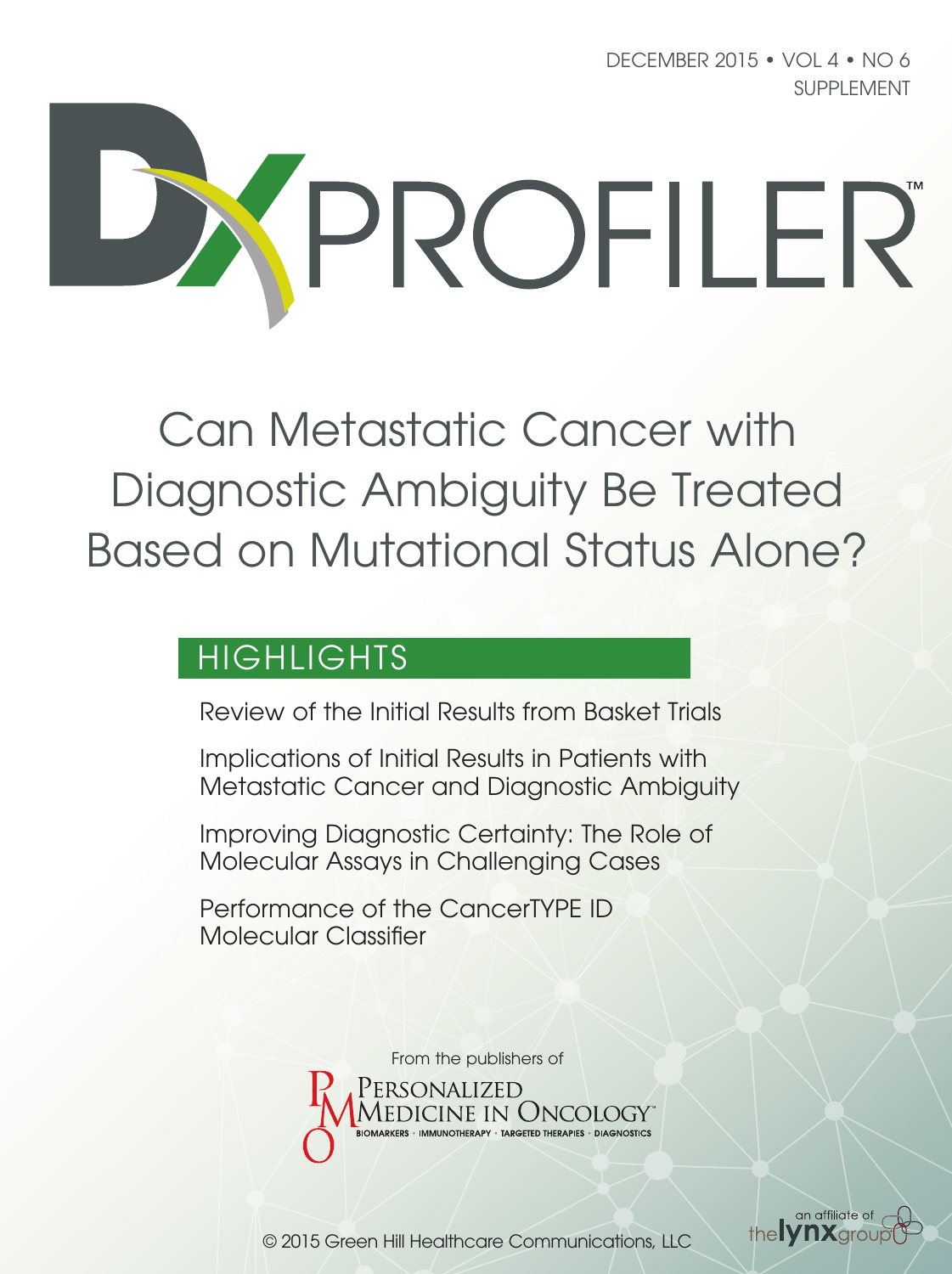DECEMBER 2015 • VOL 4 • NO 6
SUPPLEMENT

# DXPROFILER™

# Can Metastatic Cancer with Diagnostic Ambiguity Be Treated Based on Mutational Status Alone?

## HIGHLIGHTS

Review of the Initial Results from Basket Trials

Implications of Initial Results in Patients with Metastatic Cancer and Diagnostic Ambiguity

Improving Diagnostic Certainty: The Role of Molecular Assays in Challenging Cases

Performance of the CancerTYPE ID Molecular Classifier

From the publishers of

PERSONALIZED MEDICINE IN ONCOLOGY™

BIOMARKERS • IMMUNOTHERAPY • TARGETED THERAPIES • DIAGNOSTICS

© 2015 Green Hill Healthcare Communications, LLC

an affiliate of the lynx group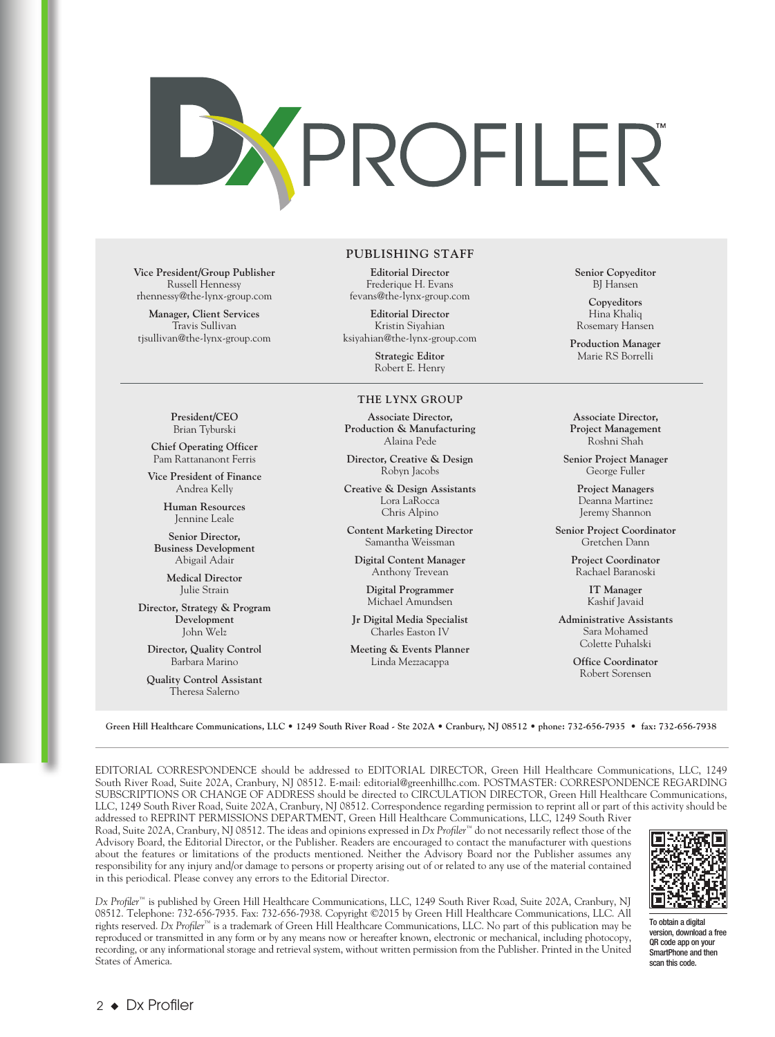# DX PROFILER™

## PUBLISHING STAFF

**Vice President/Group Publisher**
Russell Hennessy
rhennessy@the-lynx-group.com

**Manager, Client Services**
Travis Sullivan
tjsullivan@the-lynx-group.com

**Editorial Director**
Frederique H. Evans
fevans@the-lynx-group.com

**Editorial Director**
Kristin Siyahian
ksiyahian@the-lynx-group.com

**Strategic Editor**
Robert E. Henry

**Senior Copyeditor**
BJ Hansen

**Copyeditors**
Hina Khaliq
Rosemary Hansen

**Production Manager**
Marie RS Borrelli

## THE LYNX GROUP

**President/CEO**
Brian Tyburski

**Chief Operating Officer**
Pam Rattananont Ferris

**Vice President of Finance**
Andrea Kelly

**Human Resources**
Jennine Leale

**Senior Director, Business Development**
Abigail Adair

**Medical Director**
Julie Strain

**Director, Strategy & Program Development**
John Welz

**Director, Quality Control**
Barbara Marino

**Quality Control Assistant**
Theresa Salerno

**Associate Director, Production & Manufacturing**
Alaina Pede

**Director, Creative & Design**
Robyn Jacobs

**Creative & Design Assistants**
Lora LaRocca
Chris Alpino

**Content Marketing Director**
Samantha Weissman

**Digital Content Manager**
Anthony Trevean

**Digital Programmer**
Michael Amundsen

**Jr Digital Media Specialist**
Charles Easton IV

**Meeting & Events Planner**
Linda Mezzacappa

**Associate Director, Project Management**
Roshni Shah

**Senior Project Manager**
George Fuller

**Project Managers**
Deanna Martinez
Jeremy Shannon

**Senior Project Coordinator**
Gretchen Dann

**Project Coordinator**
Rachael Baranoski

**IT Manager**
Kashif Javaid

**Administrative Assistants**
Sara Mohamed
Colette Puhalski

**Office Coordinator**
Robert Sorensen

**Green Hill Healthcare Communications, LLC • 1249 South River Road - Ste 202A • Cranbury, NJ 08512 • phone: 732-656-7935 • fax: 732-656-7938**

EDITORIAL CORRESPONDENCE should be addressed to EDITORIAL DIRECTOR, Green Hill Healthcare Communications, LLC, 1249 South River Road, Suite 202A, Cranbury, NJ 08512. E-mail: editorial@greenhillhc.com. POSTMASTER: CORRESPONDENCE REGARDING SUBSCRIPTIONS OR CHANGE OF ADDRESS should be directed to CIRCULATION DIRECTOR, Green Hill Healthcare Communications, LLC, 1249 South River Road, Suite 202A, Cranbury, NJ 08512. Correspondence regarding permission to reprint all or part of this activity should be addressed to REPRINT PERMISSIONS DEPARTMENT, Green Hill Healthcare Communications, LLC, 1249 South River Road, Suite 202A, Cranbury, NJ 08512. The ideas and opinions expressed in *Dx Profiler*™ do not necessarily reflect those of the Advisory Board, the Editorial Director, or the Publisher. Readers are encouraged to contact the manufacturer with questions about the features or limitations of the products mentioned. Neither the Advisory Board nor the Publisher assumes any responsibility for any injury and/or damage to persons or property arising out of or related to any use of the material contained in this periodical. Please convey any errors to the Editorial Director.

*Dx Profiler*™ is published by Green Hill Healthcare Communications, LLC, 1249 South River Road, Suite 202A, Cranbury, NJ 08512. Telephone: 732-656-7935. Fax: 732-656-7938. Copyright ©2015 by Green Hill Healthcare Communications, LLC. All rights reserved. *Dx Profiler*™ is a trademark of Green Hill Healthcare Communications, LLC. No part of this publication may be reproduced or transmitted in any form or by any means now or hereafter known, electronic or mechanical, including photocopy, recording, or any informational storage and retrieval system, without written permission from the Publisher. Printed in the United States of America.

To obtain a digital version, download a free QR code app on your SmartPhone and then scan this code.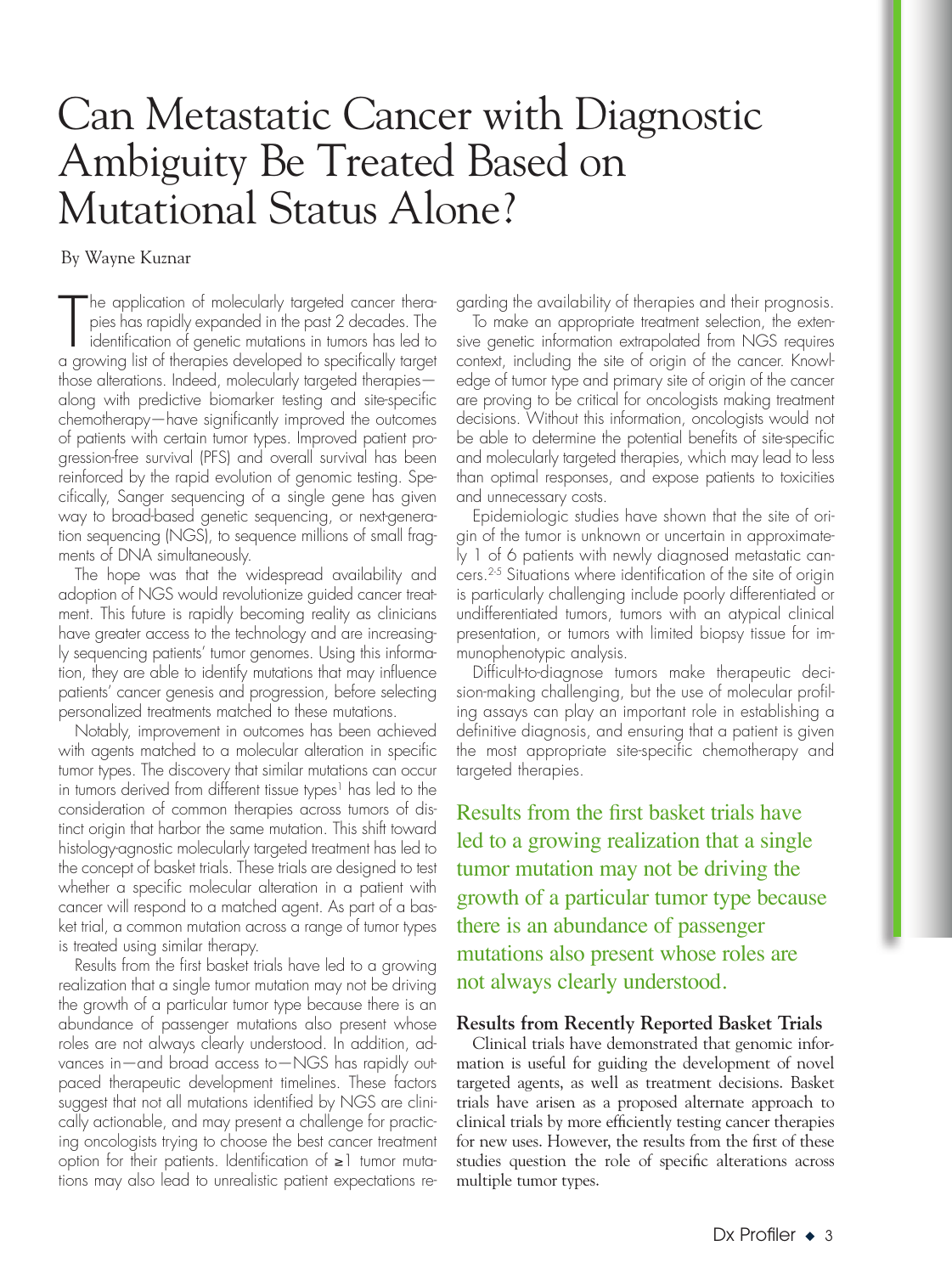# Can Metastatic Cancer with Diagnostic Ambiguity Be Treated Based on Mutational Status Alone?

By Wayne Kuznar

The application of molecularly targeted cancer therapies has rapidly expanded in the past 2 decades. The identification of genetic mutations in tumors has led to a growing list of therapies developed to specifically target those alterations. Indeed, molecularly targeted therapies—along with predictive biomarker testing and site-specific chemotherapy—have significantly improved the outcomes of patients with certain tumor types. Improved patient progression-free survival (PFS) and overall survival has been reinforced by the rapid evolution of genomic testing. Specifically, Sanger sequencing of a single gene has given way to broad-based genetic sequencing, or next-generation sequencing (NGS), to sequence millions of small fragments of DNA simultaneously.

The hope was that the widespread availability and adoption of NGS would revolutionize guided cancer treatment. This future is rapidly becoming reality as clinicians have greater access to the technology and are increasingly sequencing patients' tumor genomes. Using this information, they are able to identify mutations that may influence patients' cancer genesis and progression, before selecting personalized treatments matched to these mutations.

Notably, improvement in outcomes has been achieved with agents matched to a molecular alteration in specific tumor types. The discovery that similar mutations can occur in tumors derived from different tissue types[1] has led to the consideration of common therapies across tumors of distinct origin that harbor the same mutation. This shift toward histology-agnostic molecularly targeted treatment has led to the concept of basket trials. These trials are designed to test whether a specific molecular alteration in a patient with cancer will respond to a matched agent. As part of a basket trial, a common mutation across a range of tumor types is treated using similar therapy.

Results from the first basket trials have led to a growing realization that a single tumor mutation may not be driving the growth of a particular tumor type because there is an abundance of passenger mutations also present whose roles are not always clearly understood. In addition, advances in—and broad access to—NGS has rapidly outpaced therapeutic development timelines. These factors suggest that not all mutations identified by NGS are clinically actionable, and may present a challenge for practicing oncologists trying to choose the best cancer treatment option for their patients. Identification of ≥1 tumor mutations may also lead to unrealistic patient expectations regarding the availability of therapies and their prognosis.

To make an appropriate treatment selection, the extensive genetic information extrapolated from NGS requires context, including the site of origin of the cancer. Knowledge of tumor type and primary site of origin of the cancer are proving to be critical for oncologists making treatment decisions. Without this information, oncologists would not be able to determine the potential benefits of site-specific and molecularly targeted therapies, which may lead to less than optimal responses, and expose patients to toxicities and unnecessary costs.

Epidemiologic studies have shown that the site of origin of the tumor is unknown or uncertain in approximately 1 of 6 patients with newly diagnosed metastatic cancers.[2-5] Situations where identification of the site of origin is particularly challenging include poorly differentiated or undifferentiated tumors, tumors with an atypical clinical presentation, or tumors with limited biopsy tissue for immunophenotypic analysis.

Difficult-to-diagnose tumors make therapeutic decision-making challenging, but the use of molecular profiling assays can play an important role in establishing a definitive diagnosis, and ensuring that a patient is given the most appropriate site-specific chemotherapy and targeted therapies.

> Results from the first basket trials have led to a growing realization that a single tumor mutation may not be driving the growth of a particular tumor type because there is an abundance of passenger mutations also present whose roles are not always clearly understood.

## Results from Recently Reported Basket Trials

Clinical trials have demonstrated that genomic information is useful for guiding the development of novel targeted agents, as well as treatment decisions. Basket trials have arisen as a proposed alternate approach to clinical trials by more efficiently testing cancer therapies for new uses. However, the results from the first of these studies question the role of specific alterations across multiple tumor types.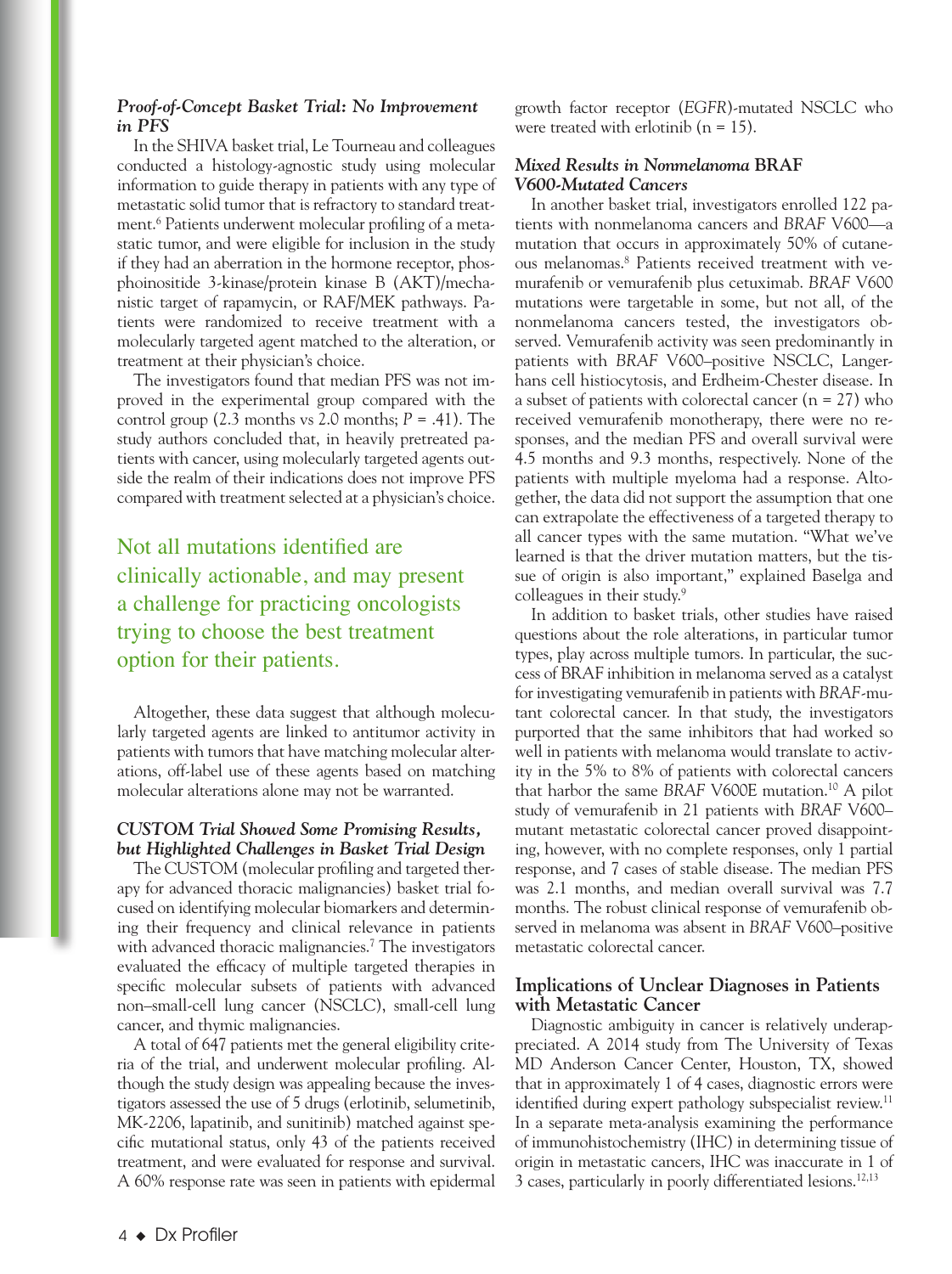### *Proof-of-Concept Basket Trial: No Improvement in PFS*

In the SHIVA basket trial, Le Tourneau and colleagues conducted a histology-agnostic study using molecular information to guide therapy in patients with any type of metastatic solid tumor that is refractory to standard treatment.[6] Patients underwent molecular profiling of a metastatic tumor, and were eligible for inclusion in the study if they had an aberration in the hormone receptor, phosphoinositide 3-kinase/protein kinase B (AKT)/mechanistic target of rapamycin, or RAF/MEK pathways. Patients were randomized to receive treatment with a molecularly targeted agent matched to the alteration, or treatment at their physician's choice.

The investigators found that median PFS was not improved in the experimental group compared with the control group (2.3 months vs 2.0 months; *P* = .41). The study authors concluded that, in heavily pretreated patients with cancer, using molecularly targeted agents outside the realm of their indications does not improve PFS compared with treatment selected at a physician's choice.

> Not all mutations identified are clinically actionable, and may present a challenge for practicing oncologists trying to choose the best treatment option for their patients.

Altogether, these data suggest that although molecularly targeted agents are linked to antitumor activity in patients with tumors that have matching molecular alterations, off-label use of these agents based on matching molecular alterations alone may not be warranted.

### *CUSTOM Trial Showed Some Promising Results, but Highlighted Challenges in Basket Trial Design*

The CUSTOM (molecular profiling and targeted therapy for advanced thoracic malignancies) basket trial focused on identifying molecular biomarkers and determining their frequency and clinical relevance in patients with advanced thoracic malignancies.[7] The investigators evaluated the efficacy of multiple targeted therapies in specific molecular subsets of patients with advanced non–small-cell lung cancer (NSCLC), small-cell lung cancer, and thymic malignancies.

A total of 647 patients met the general eligibility criteria of the trial, and underwent molecular profiling. Although the study design was appealing because the investigators assessed the use of 5 drugs (erlotinib, selumetinib, MK-2206, lapatinib, and sunitinib) matched against specific mutational status, only 43 of the patients received treatment, and were evaluated for response and survival. A 60% response rate was seen in patients with epidermal growth factor receptor (*EGFR*)-mutated NSCLC who were treated with erlotinib (n = 15).

### *Mixed Results in Nonmelanoma* BRAF *V600-Mutated Cancers*

In another basket trial, investigators enrolled 122 patients with nonmelanoma cancers and *BRAF* V600—a mutation that occurs in approximately 50% of cutaneous melanomas.[8] Patients received treatment with vemurafenib or vemurafenib plus cetuximab. *BRAF* V600 mutations were targetable in some, but not all, of the nonmelanoma cancers tested, the investigators observed. Vemurafenib activity was seen predominantly in patients with *BRAF* V600–positive NSCLC, Langerhans cell histiocytosis, and Erdheim-Chester disease. In a subset of patients with colorectal cancer (n = 27) who received vemurafenib monotherapy, there were no responses, and the median PFS and overall survival were 4.5 months and 9.3 months, respectively. None of the patients with multiple myeloma had a response. Altogether, the data did not support the assumption that one can extrapolate the effectiveness of a targeted therapy to all cancer types with the same mutation. "What we've learned is that the driver mutation matters, but the tissue of origin is also important," explained Baselga and colleagues in their study.[9]

In addition to basket trials, other studies have raised questions about the role alterations, in particular tumor types, play across multiple tumors. In particular, the success of BRAF inhibition in melanoma served as a catalyst for investigating vemurafenib in patients with *BRAF*-mutant colorectal cancer. In that study, the investigators purported that the same inhibitors that had worked so well in patients with melanoma would translate to activity in the 5% to 8% of patients with colorectal cancers that harbor the same *BRAF* V600E mutation.[10] A pilot study of vemurafenib in 21 patients with *BRAF* V600–mutant metastatic colorectal cancer proved disappointing, however, with no complete responses, only 1 partial response, and 7 cases of stable disease. The median PFS was 2.1 months, and median overall survival was 7.7 months. The robust clinical response of vemurafenib observed in melanoma was absent in *BRAF* V600–positive metastatic colorectal cancer.

## Implications of Unclear Diagnoses in Patients with Metastatic Cancer

Diagnostic ambiguity in cancer is relatively underappreciated. A 2014 study from The University of Texas MD Anderson Cancer Center, Houston, TX, showed that in approximately 1 of 4 cases, diagnostic errors were identified during expert pathology subspecialist review.[11] In a separate meta-analysis examining the performance of immunohistochemistry (IHC) in determining tissue of origin in metastatic cancers, IHC was inaccurate in 1 of 3 cases, particularly in poorly differentiated lesions.[12,13]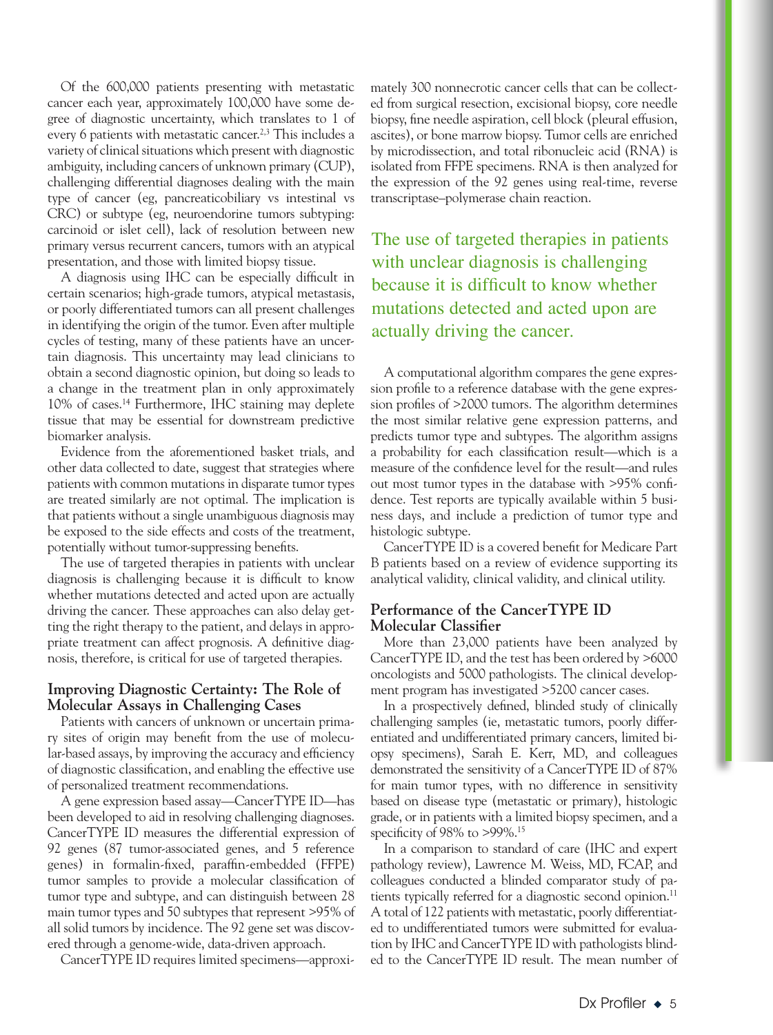Of the 600,000 patients presenting with metastatic cancer each year, approximately 100,000 have some degree of diagnostic uncertainty, which translates to 1 of every 6 patients with metastatic cancer.[2,3] This includes a variety of clinical situations which present with diagnostic ambiguity, including cancers of unknown primary (CUP), challenging differential diagnoses dealing with the main type of cancer (eg, pancreaticobiliary vs intestinal vs CRC) or subtype (eg, neuroendorine tumors subtyping: carcinoid or islet cell), lack of resolution between new primary versus recurrent cancers, tumors with an atypical presentation, and those with limited biopsy tissue.

A diagnosis using IHC can be especially difficult in certain scenarios; high-grade tumors, atypical metastasis, or poorly differentiated tumors can all present challenges in identifying the origin of the tumor. Even after multiple cycles of testing, many of these patients have an uncertain diagnosis. This uncertainty may lead clinicians to obtain a second diagnostic opinion, but doing so leads to a change in the treatment plan in only approximately 10% of cases.[14] Furthermore, IHC staining may deplete tissue that may be essential for downstream predictive biomarker analysis.

Evidence from the aforementioned basket trials, and other data collected to date, suggest that strategies where patients with common mutations in disparate tumor types are treated similarly are not optimal. The implication is that patients without a single unambiguous diagnosis may be exposed to the side effects and costs of the treatment, potentially without tumor-suppressing benefits.

The use of targeted therapies in patients with unclear diagnosis is challenging because it is difficult to know whether mutations detected and acted upon are actually driving the cancer. These approaches can also delay getting the right therapy to the patient, and delays in appropriate treatment can affect prognosis. A definitive diagnosis, therefore, is critical for use of targeted therapies.

## Improving Diagnostic Certainty: The Role of Molecular Assays in Challenging Cases

Patients with cancers of unknown or uncertain primary sites of origin may benefit from the use of molecular-based assays, by improving the accuracy and efficiency of diagnostic classification, and enabling the effective use of personalized treatment recommendations.

A gene expression based assay—CancerTYPE ID—has been developed to aid in resolving challenging diagnoses. CancerTYPE ID measures the differential expression of 92 genes (87 tumor-associated genes, and 5 reference genes) in formalin-fixed, paraffin-embedded (FFPE) tumor samples to provide a molecular classification of tumor type and subtype, and can distinguish between 28 main tumor types and 50 subtypes that represent >95% of all solid tumors by incidence. The 92 gene set was discovered through a genome-wide, data-driven approach.

CancerTYPE ID requires limited specimens—approximately 300 nonnecrotic cancer cells that can be collected from surgical resection, excisional biopsy, core needle biopsy, fine needle aspiration, cell block (pleural effusion, ascites), or bone marrow biopsy. Tumor cells are enriched by microdissection, and total ribonucleic acid (RNA) is isolated from FFPE specimens. RNA is then analyzed for the expression of the 92 genes using real-time, reverse transcriptase–polymerase chain reaction.

> The use of targeted therapies in patients with unclear diagnosis is challenging because it is difficult to know whether mutations detected and acted upon are actually driving the cancer.

A computational algorithm compares the gene expression profile to a reference database with the gene expression profiles of >2000 tumors. The algorithm determines the most similar relative gene expression patterns, and predicts tumor type and subtypes. The algorithm assigns a probability for each classification result—which is a measure of the confidence level for the result—and rules out most tumor types in the database with >95% confidence. Test reports are typically available within 5 business days, and include a prediction of tumor type and histologic subtype.

CancerTYPE ID is a covered benefit for Medicare Part B patients based on a review of evidence supporting its analytical validity, clinical validity, and clinical utility.

## Performance of the CancerTYPE ID Molecular Classifier

More than 23,000 patients have been analyzed by CancerTYPE ID, and the test has been ordered by >6000 oncologists and 5000 pathologists. The clinical development program has investigated >5200 cancer cases.

In a prospectively defined, blinded study of clinically challenging samples (ie, metastatic tumors, poorly differentiated and undifferentiated primary cancers, limited biopsy specimens), Sarah E. Kerr, MD, and colleagues demonstrated the sensitivity of a CancerTYPE ID of 87% for main tumor types, with no difference in sensitivity based on disease type (metastatic or primary), histologic grade, or in patients with a limited biopsy specimen, and a specificity of 98% to >99%.[15]

In a comparison to standard of care (IHC and expert pathology review), Lawrence M. Weiss, MD, FCAP, and colleagues conducted a blinded comparator study of patients typically referred for a diagnostic second opinion.[11] A total of 122 patients with metastatic, poorly differentiated to undifferentiated tumors were submitted for evaluation by IHC and CancerTYPE ID with pathologists blinded to the CancerTYPE ID result. The mean number of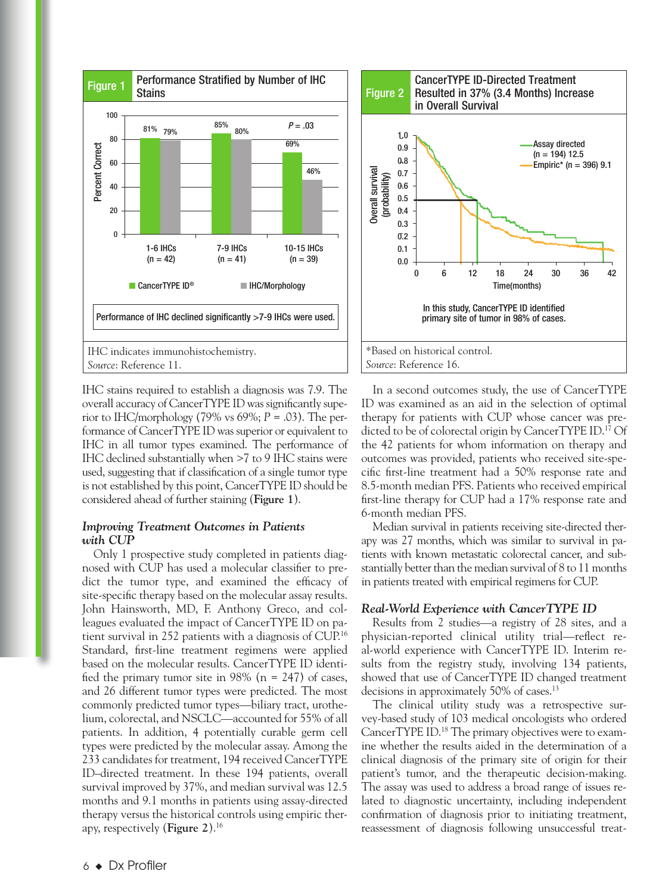**Figure 1** Performance Stratified by Number of IHC Stains

| | CancerTYPE ID® | IHC/Morphology |
|---|---|---|
| 1-6 IHCs (n = 42) | 81% | 79% |
| 7-9 IHCs (n = 41) | 85% | 80% |
| 10-15 IHCs (n = 39) | 69% | 46% |

*P* = .03

Performance of IHC declined significantly >7-9 IHCs were used.

IHC indicates immunohistochemistry.
*Source*: Reference 11.

**Figure 2** CancerTYPE ID-Directed Treatment Resulted in 37% (3.4 Months) Increase in Overall Survival

Assay directed (n = 194) 12.5
Empiric* (n = 396) 9.1

In this study, CancerTYPE ID identified primary site of tumor in 98% of cases.

*Based on historical control.
*Source*: Reference 16.

IHC stains required to establish a diagnosis was 7.9. The overall accuracy of CancerTYPE ID was significantly superior to IHC/morphology (79% vs 69%; *P* = .03). The performance of CancerTYPE ID was superior or equivalent to IHC in all tumor types examined. The performance of IHC declined substantially when >7 to 9 IHC stains were used, suggesting that if classification of a single tumor type is not established by this point, CancerTYPE ID should be considered ahead of further staining (**Figure 1**).

### *Improving Treatment Outcomes in Patients with CUP*

Only 1 prospective study completed in patients diagnosed with CUP has used a molecular classifier to predict the tumor type, and examined the efficacy of site-specific therapy based on the molecular assay results. John Hainsworth, MD, F. Anthony Greco, and colleagues evaluated the impact of CancerTYPE ID on patient survival in 252 patients with a diagnosis of CUP.[16] Standard, first-line treatment regimens were applied based on the molecular results. CancerTYPE ID identified the primary tumor site in 98% (n = 247) of cases, and 26 different tumor types were predicted. The most commonly predicted tumor types—biliary tract, urothelium, colorectal, and NSCLC—accounted for 55% of all patients. In addition, 4 potentially curable germ cell types were predicted by the molecular assay. Among the 233 candidates for treatment, 194 received CancerTYPE ID–directed treatment. In these 194 patients, overall survival improved by 37%, and median survival was 12.5 months and 9.1 months in patients using assay-directed therapy versus the historical controls using empiric therapy, respectively (**Figure 2**).[16]

In a second outcomes study, the use of CancerTYPE ID was examined as an aid in the selection of optimal therapy for patients with CUP whose cancer was predicted to be of colorectal origin by CancerTYPE ID.[17] Of the 42 patients for whom information on therapy and outcomes was provided, patients who received site-specific first-line treatment had a 50% response rate and 8.5-month median PFS. Patients who received empirical first-line therapy for CUP had a 17% response rate and 6-month median PFS.

Median survival in patients receiving site-directed therapy was 27 months, which was similar to survival in patients with known metastatic colorectal cancer, and substantially better than the median survival of 8 to 11 months in patients treated with empirical regimens for CUP.

### *Real-World Experience with CancerTYPE ID*

Results from 2 studies—a registry of 28 sites, and a physician-reported clinical utility trial—reflect real-world experience with CancerTYPE ID. Interim results from the registry study, involving 134 patients, showed that use of CancerTYPE ID changed treatment decisions in approximately 50% of cases.[13]

The clinical utility study was a retrospective survey-based study of 103 medical oncologists who ordered CancerTYPE ID.[18] The primary objectives were to examine whether the results aided in the determination of a clinical diagnosis of the primary site of origin for their patient's tumor, and the therapeutic decision-making. The assay was used to address a broad range of issues related to diagnostic uncertainty, including independent confirmation of diagnosis prior to initiating treatment, reassessment of diagnosis following unsuccessful treat-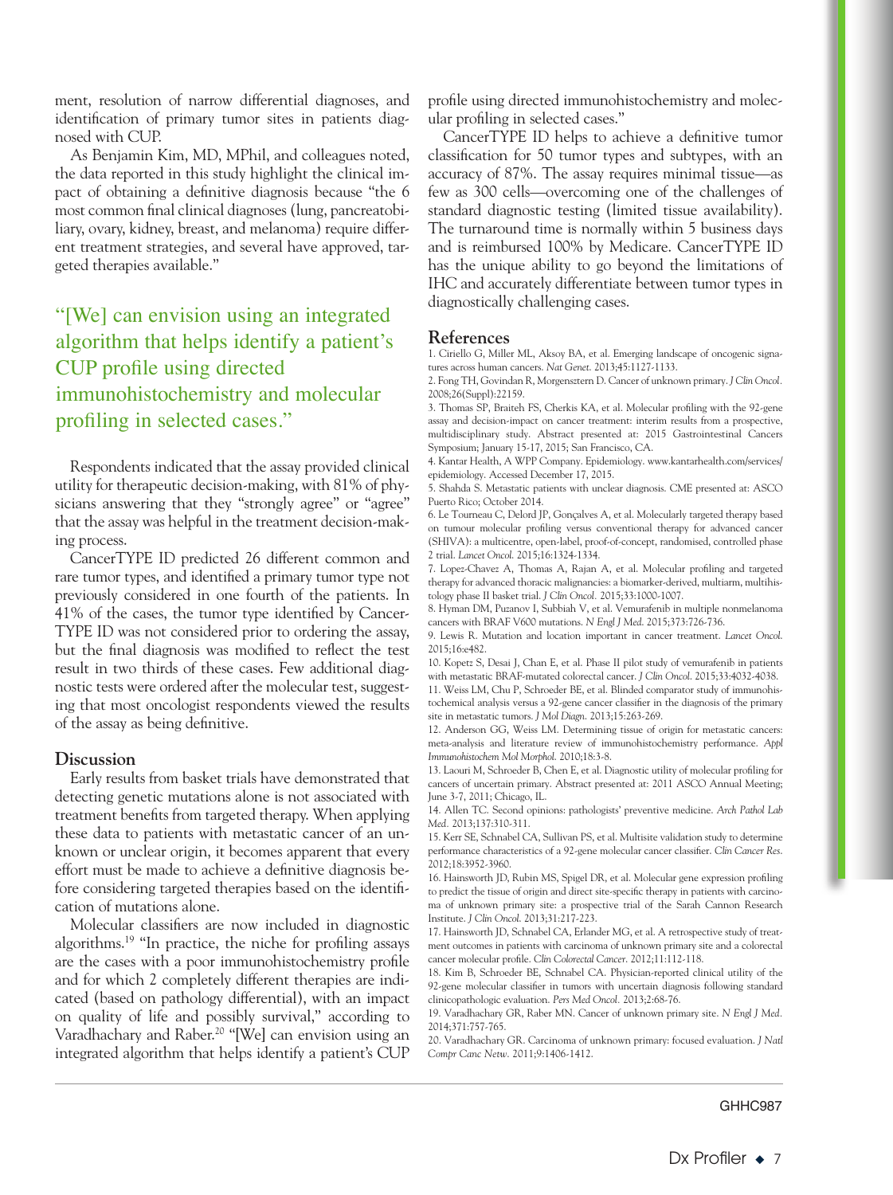ment, resolution of narrow differential diagnoses, and identification of primary tumor sites in patients diagnosed with CUP.

As Benjamin Kim, MD, MPhil, and colleagues noted, the data reported in this study highlight the clinical impact of obtaining a definitive diagnosis because "the 6 most common final clinical diagnoses (lung, pancreatobiliary, ovary, kidney, breast, and melanoma) require different treatment strategies, and several have approved, targeted therapies available."

> "[We] can envision using an integrated algorithm that helps identify a patient's CUP profile using directed immunohistochemistry and molecular profiling in selected cases."

Respondents indicated that the assay provided clinical utility for therapeutic decision-making, with 81% of physicians answering that they "strongly agree" or "agree" that the assay was helpful in the treatment decision-making process.

CancerTYPE ID predicted 26 different common and rare tumor types, and identified a primary tumor type not previously considered in one fourth of the patients. In 41% of the cases, the tumor type identified by CancerTYPE ID was not considered prior to ordering the assay, but the final diagnosis was modified to reflect the test result in two thirds of these cases. Few additional diagnostic tests were ordered after the molecular test, suggesting that most oncologist respondents viewed the results of the assay as being definitive.

## Discussion

Early results from basket trials have demonstrated that detecting genetic mutations alone is not associated with treatment benefits from targeted therapy. When applying these data to patients with metastatic cancer of an unknown or unclear origin, it becomes apparent that every effort must be made to achieve a definitive diagnosis before considering targeted therapies based on the identification of mutations alone.

Molecular classifiers are now included in diagnostic algorithms.[19] "In practice, the niche for profiling assays are the cases with a poor immunohistochemistry profile and for which 2 completely different therapies are indicated (based on pathology differential), with an impact on quality of life and possibly survival," according to Varadhachary and Raber.[20] "[We] can envision using an integrated algorithm that helps identify a patient's CUP profile using directed immunohistochemistry and molecular profiling in selected cases."

CancerTYPE ID helps to achieve a definitive tumor classification for 50 tumor types and subtypes, with an accuracy of 87%. The assay requires minimal tissue—as few as 300 cells—overcoming one of the challenges of standard diagnostic testing (limited tissue availability). The turnaround time is normally within 5 business days and is reimbursed 100% by Medicare. CancerTYPE ID has the unique ability to go beyond the limitations of IHC and accurately differentiate between tumor types in diagnostically challenging cases.

## References

1. Ciriello G, Miller ML, Aksoy BA, et al. Emerging landscape of oncogenic signatures across human cancers. *Nat Genet*. 2013;45:1127-1133.
2. Fong TH, Govindan R, Morgensztern D. Cancer of unknown primary. *J Clin Oncol*. 2008;26(Suppl):22159.
3. Thomas SP, Braiteh FS, Cherkis KA, et al. Molecular profiling with the 92-gene assay and decision-impact on cancer treatment: interim results from a prospective, multidisciplinary study. Abstract presented at: 2015 Gastrointestinal Cancers Symposium; January 15-17, 2015; San Francisco, CA.
4. Kantar Health, A WPP Company. Epidemiology. www.kantarhealth.com/services/epidemiology. Accessed December 17, 2015.
5. Shahda S. Metastatic patients with unclear diagnosis. CME presented at: ASCO Puerto Rico; October 2014.
6. Le Tourneau C, Delord JP, Gonçalves A, et al. Molecularly targeted therapy based on tumour molecular profiling versus conventional therapy for advanced cancer (SHIVA): a multicentre, open-label, proof-of-concept, randomised, controlled phase 2 trial. *Lancet Oncol*. 2015;16:1324-1334.
7. Lopez-Chavez A, Thomas A, Rajan A, et al. Molecular profiling and targeted therapy for advanced thoracic malignancies: a biomarker-derived, multiarm, multihistology phase II basket trial. *J Clin Oncol*. 2015;33:1000-1007.
8. Hyman DM, Puzanov I, Subbiah V, et al. Vemurafenib in multiple nonmelanoma cancers with BRAF V600 mutations. *N Engl J Med*. 2015;373:726-736.
9. Lewis R. Mutation and location important in cancer treatment. *Lancet Oncol*. 2015;16:e482.
10. Kopetz S, Desai J, Chan E, et al. Phase II pilot study of vemurafenib in patients with metastatic BRAF-mutated colorectal cancer. *J Clin Oncol*. 2015;33:4032-4038.
11. Weiss LM, Chu P, Schroeder BE, et al. Blinded comparator study of immunohistochemical analysis versus a 92-gene cancer classifier in the diagnosis of the primary site in metastatic tumors. *J Mol Diagn*. 2013;15:263-269.
12. Anderson GG, Weiss LM. Determining tissue of origin for metastatic cancers: meta-analysis and literature review of immunohistochemistry performance. *Appl Immunohistochem Mol Morphol*. 2010;18:3-8.
13. Laouri M, Schroeder B, Chen E, et al. Diagnostic utility of molecular profiling for cancers of uncertain primary. Abstract presented at: 2011 ASCO Annual Meeting; June 3-7, 2011; Chicago, IL.
14. Allen TC. Second opinions: pathologists' preventive medicine. *Arch Pathol Lab Med*. 2013;137:310-311.
15. Kerr SE, Schnabel CA, Sullivan PS, et al. Multisite validation study to determine performance characteristics of a 92-gene molecular cancer classifier. *Clin Cancer Res*. 2012;18:3952-3960.
16. Hainsworth JD, Rubin MS, Spigel DR, et al. Molecular gene expression profiling to predict the tissue of origin and direct site-specific therapy in patients with carcinoma of unknown primary site: a prospective trial of the Sarah Cannon Research Institute. *J Clin Oncol*. 2013;31:217-223.
17. Hainsworth JD, Schnabel CA, Erlander MG, et al. A retrospective study of treatment outcomes in patients with carcinoma of unknown primary site and a colorectal cancer molecular profile. *Clin Colorectal Cancer*. 2012;11:112-118.
18. Kim B, Schroeder BE, Schnabel CA. Physician-reported clinical utility of the 92-gene molecular classifier in tumors with uncertain diagnosis following standard clinicopathologic evaluation. *Pers Med Oncol*. 2013;2:68-76.
19. Varadhachary GR, Raber MN. Cancer of unknown primary site. *N Engl J Med*. 2014;371:757-765.
20. Varadhachary GR. Carcinoma of unknown primary: focused evaluation. *J Natl Compr Canc Netw*. 2011;9:1406-1412.

GHHC987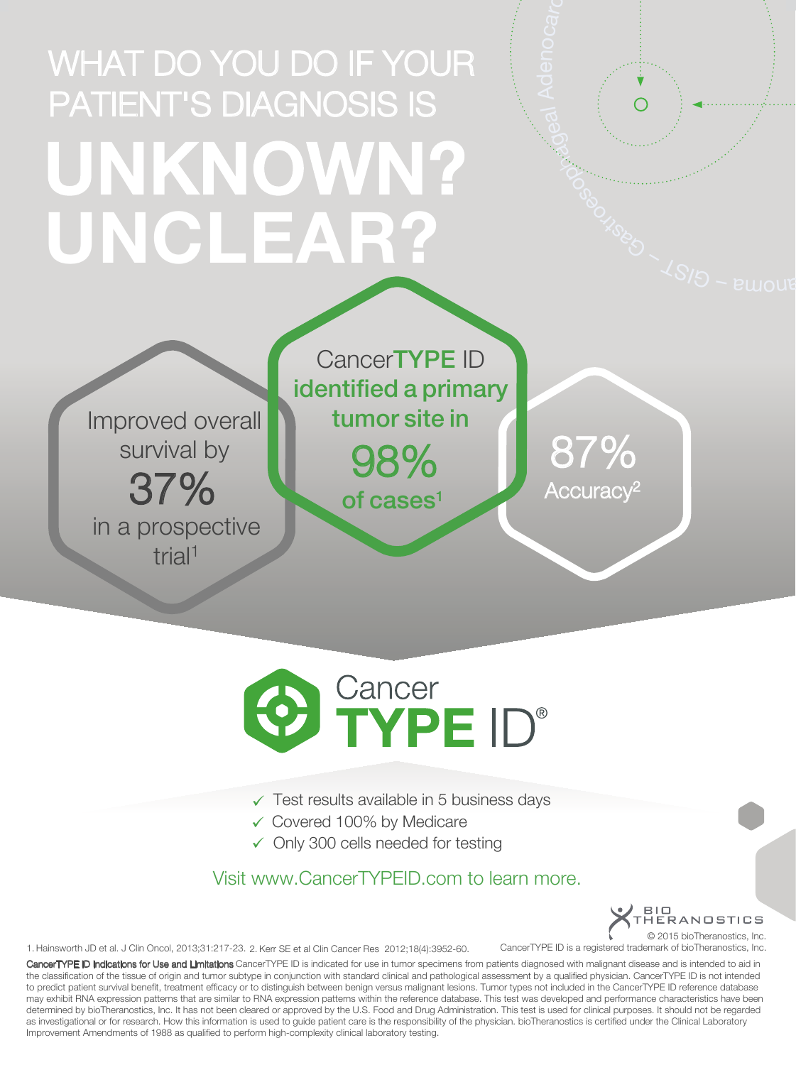# WHAT DO YOU DO IF YOUR PATIENT'S DIAGNOSIS IS

# UNKNOWN? UNCLEAR?

Improved overall survival by 37% in a prospective trial[1]

CancerTYPE ID identified a primary tumor site in 98% of cases[1]

87% Accuracy[2]

## Cancer TYPE ID®

- ✓ Test results available in 5 business days
- ✓ Covered 100% by Medicare
- ✓ Only 300 cells needed for testing

Visit www.CancerTYPEID.com to learn more.

BIO THERANOSTICS

© 2015 bioTheranostics, Inc.

1. Hainsworth JD et al. J Clin Oncol, 2013;31:217-23. 2. Kerr SE et al Clin Cancer Res 2012;18(4):3952-60.

CancerTYPE ID is a registered trademark of bioTheranostics, Inc.

**CancerTYPE ID Indications for Use and Limitations** CancerTYPE ID is indicated for use in tumor specimens from patients diagnosed with malignant disease and is intended to aid in the classification of the tissue of origin and tumor subtype in conjunction with standard clinical and pathological assessment by a qualified physician. CancerTYPE ID is not intended to predict patient survival benefit, treatment efficacy or to distinguish between benign versus malignant lesions. Tumor types not included in the CancerTYPE ID reference database may exhibit RNA expression patterns that are similar to RNA expression patterns within the reference database. This test was developed and performance characteristics have been determined by bioTheranostics, Inc. It has not been cleared or approved by the U.S. Food and Drug Administration. This test is used for clinical purposes. It should not be regarded as investigational or for research. How this information is used to guide patient care is the responsibility of the physician. bioTheranostics is certified under the Clinical Laboratory Improvement Amendments of 1988 as qualified to perform high-complexity clinical laboratory testing.